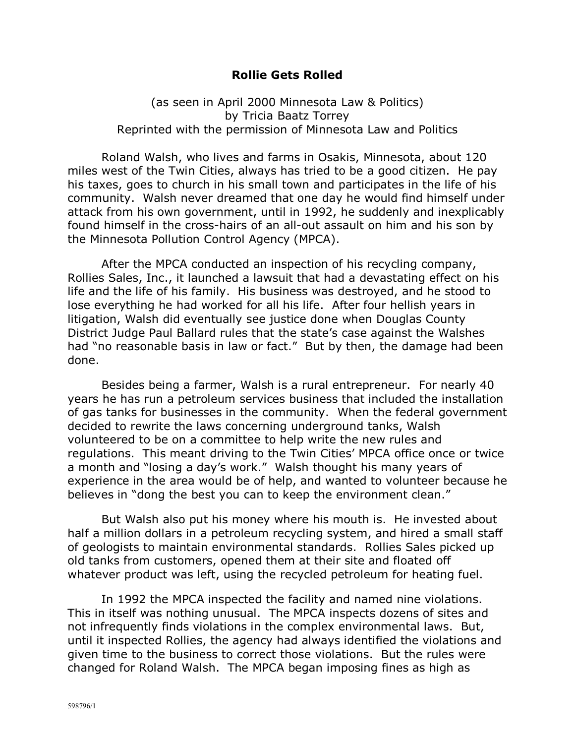# Rollie Gets Rolled

(as seen in April 2000 Minnesota Law & Politics)
by Tricia Baatz Torrey
Reprinted with the permission of Minnesota Law and Politics

Roland Walsh, who lives and farms in Osakis, Minnesota, about 120 miles west of the Twin Cities, always has tried to be a good citizen. He pay his taxes, goes to church in his small town and participates in the life of his community. Walsh never dreamed that one day he would find himself under attack from his own government, until in 1992, he suddenly and inexplicably found himself in the cross-hairs of an all-out assault on him and his son by the Minnesota Pollution Control Agency (MPCA).

After the MPCA conducted an inspection of his recycling company, Rollies Sales, Inc., it launched a lawsuit that had a devastating effect on his life and the life of his family. His business was destroyed, and he stood to lose everything he had worked for all his life. After four hellish years in litigation, Walsh did eventually see justice done when Douglas County District Judge Paul Ballard rules that the state's case against the Walshes had "no reasonable basis in law or fact." But by then, the damage had been done.

Besides being a farmer, Walsh is a rural entrepreneur. For nearly 40 years he has run a petroleum services business that included the installation of gas tanks for businesses in the community. When the federal government decided to rewrite the laws concerning underground tanks, Walsh volunteered to be on a committee to help write the new rules and regulations. This meant driving to the Twin Cities' MPCA office once or twice a month and "losing a day's work." Walsh thought his many years of experience in the area would be of help, and wanted to volunteer because he believes in "dong the best you can to keep the environment clean."

But Walsh also put his money where his mouth is. He invested about half a million dollars in a petroleum recycling system, and hired a small staff of geologists to maintain environmental standards. Rollies Sales picked up old tanks from customers, opened them at their site and floated off whatever product was left, using the recycled petroleum for heating fuel.

In 1992 the MPCA inspected the facility and named nine violations. This in itself was nothing unusual. The MPCA inspects dozens of sites and not infrequently finds violations in the complex environmental laws. But, until it inspected Rollies, the agency had always identified the violations and given time to the business to correct those violations. But the rules were changed for Roland Walsh. The MPCA began imposing fines as high as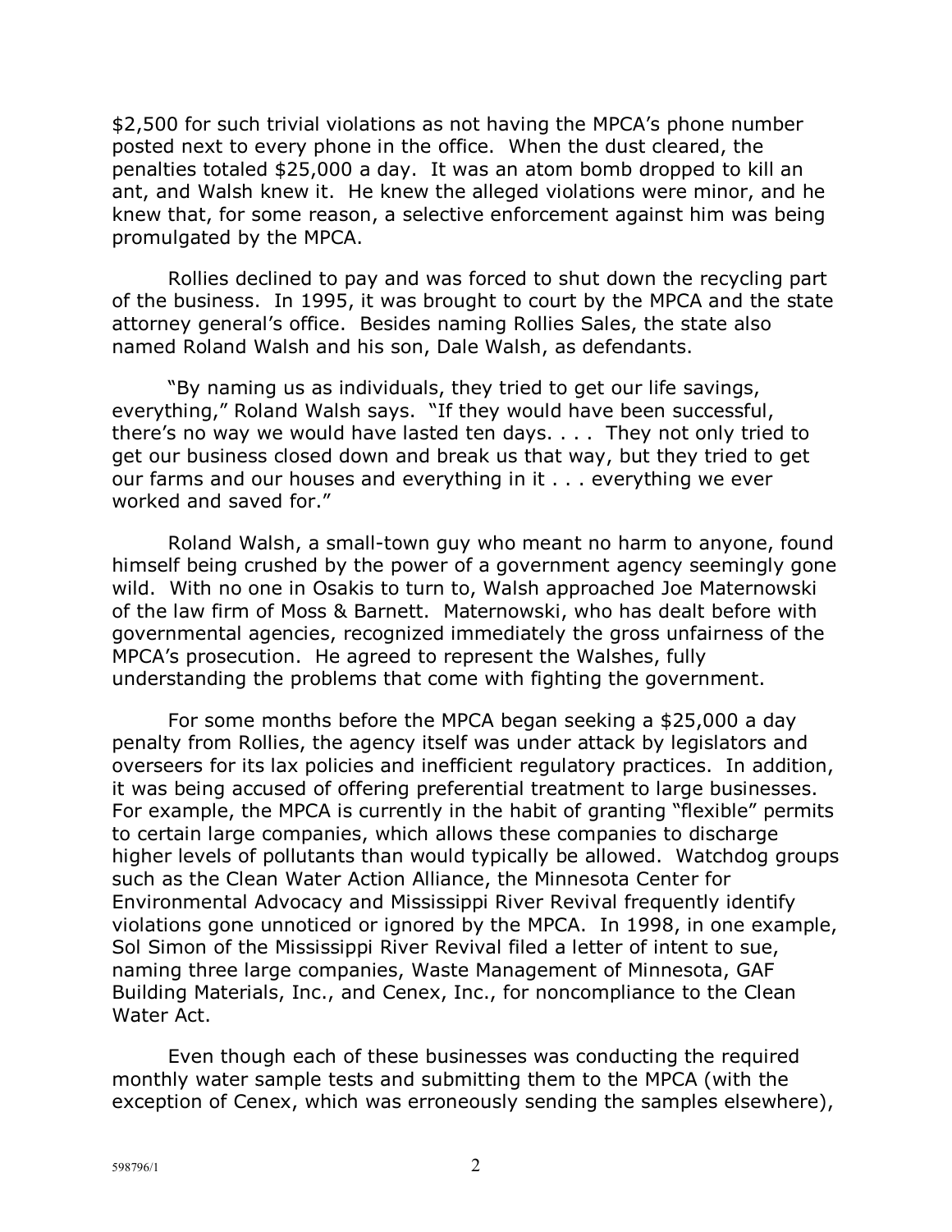$2,500 for such trivial violations as not having the MPCA's phone number posted next to every phone in the office. When the dust cleared, the penalties totaled $25,000 a day. It was an atom bomb dropped to kill an ant, and Walsh knew it. He knew the alleged violations were minor, and he knew that, for some reason, a selective enforcement against him was being promulgated by the MPCA.

Rollies declined to pay and was forced to shut down the recycling part of the business. In 1995, it was brought to court by the MPCA and the state attorney general's office. Besides naming Rollies Sales, the state also named Roland Walsh and his son, Dale Walsh, as defendants.

"By naming us as individuals, they tried to get our life savings, everything," Roland Walsh says. "If they would have been successful, there's no way we would have lasted ten days. . . . They not only tried to get our business closed down and break us that way, but they tried to get our farms and our houses and everything in it . . . everything we ever worked and saved for."

Roland Walsh, a small-town guy who meant no harm to anyone, found himself being crushed by the power of a government agency seemingly gone wild. With no one in Osakis to turn to, Walsh approached Joe Maternowski of the law firm of Moss & Barnett. Maternowski, who has dealt before with governmental agencies, recognized immediately the gross unfairness of the MPCA's prosecution. He agreed to represent the Walshes, fully understanding the problems that come with fighting the government.

For some months before the MPCA began seeking a $25,000 a day penalty from Rollies, the agency itself was under attack by legislators and overseers for its lax policies and inefficient regulatory practices. In addition, it was being accused of offering preferential treatment to large businesses. For example, the MPCA is currently in the habit of granting "flexible" permits to certain large companies, which allows these companies to discharge higher levels of pollutants than would typically be allowed. Watchdog groups such as the Clean Water Action Alliance, the Minnesota Center for Environmental Advocacy and Mississippi River Revival frequently identify violations gone unnoticed or ignored by the MPCA. In 1998, in one example, Sol Simon of the Mississippi River Revival filed a letter of intent to sue, naming three large companies, Waste Management of Minnesota, GAF Building Materials, Inc., and Cenex, Inc., for noncompliance to the Clean Water Act.

Even though each of these businesses was conducting the required monthly water sample tests and submitting them to the MPCA (with the exception of Cenex, which was erroneously sending the samples elsewhere),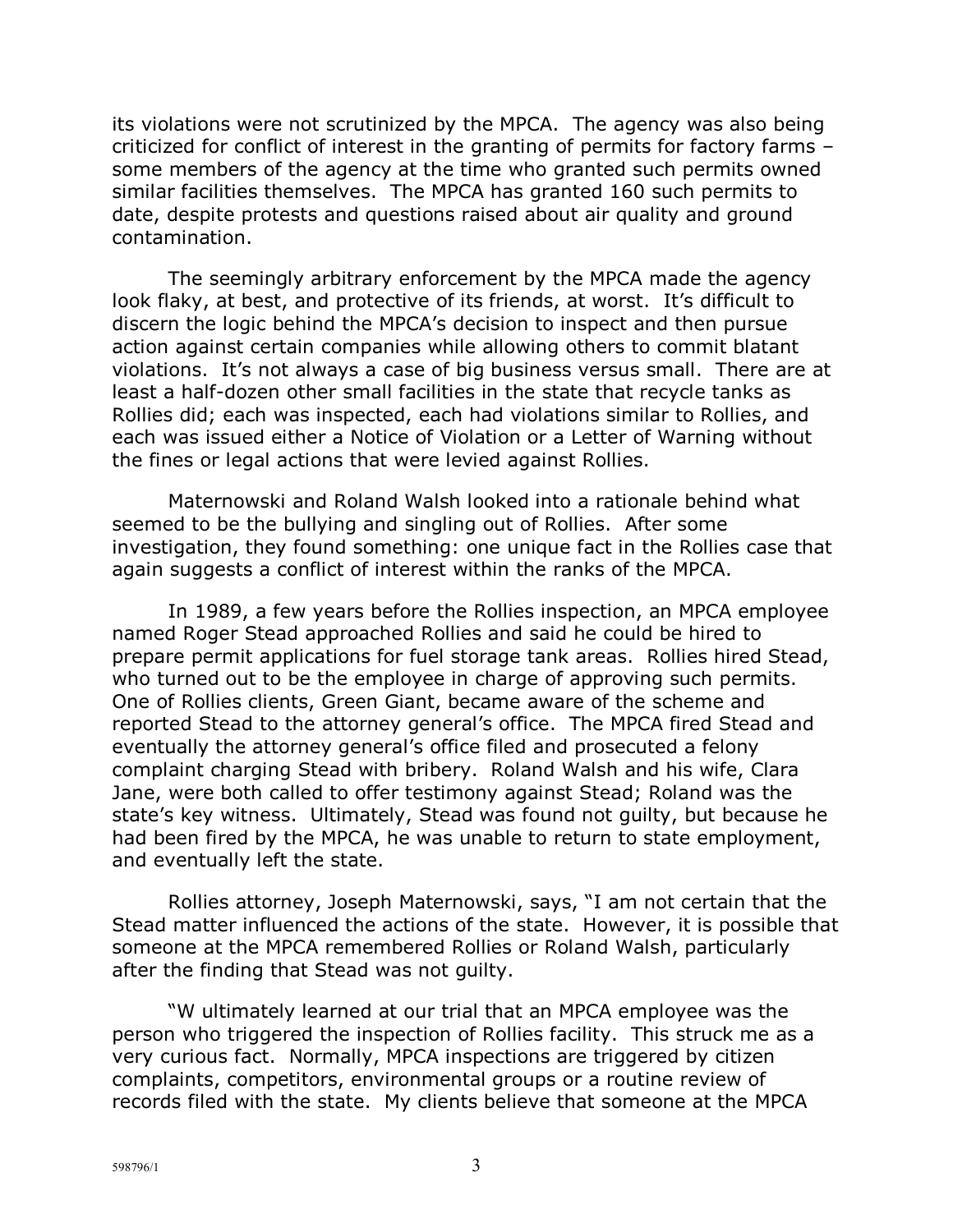its violations were not scrutinized by the MPCA. The agency was also being criticized for conflict of interest in the granting of permits for factory farms – some members of the agency at the time who granted such permits owned similar facilities themselves. The MPCA has granted 160 such permits to date, despite protests and questions raised about air quality and ground contamination.

The seemingly arbitrary enforcement by the MPCA made the agency look flaky, at best, and protective of its friends, at worst. It's difficult to discern the logic behind the MPCA's decision to inspect and then pursue action against certain companies while allowing others to commit blatant violations. It's not always a case of big business versus small. There are at least a half-dozen other small facilities in the state that recycle tanks as Rollies did; each was inspected, each had violations similar to Rollies, and each was issued either a Notice of Violation or a Letter of Warning without the fines or legal actions that were levied against Rollies.

Maternowski and Roland Walsh looked into a rationale behind what seemed to be the bullying and singling out of Rollies. After some investigation, they found something: one unique fact in the Rollies case that again suggests a conflict of interest within the ranks of the MPCA.

In 1989, a few years before the Rollies inspection, an MPCA employee named Roger Stead approached Rollies and said he could be hired to prepare permit applications for fuel storage tank areas. Rollies hired Stead, who turned out to be the employee in charge of approving such permits. One of Rollies clients, Green Giant, became aware of the scheme and reported Stead to the attorney general's office. The MPCA fired Stead and eventually the attorney general's office filed and prosecuted a felony complaint charging Stead with bribery. Roland Walsh and his wife, Clara Jane, were both called to offer testimony against Stead; Roland was the state's key witness. Ultimately, Stead was found not guilty, but because he had been fired by the MPCA, he was unable to return to state employment, and eventually left the state.

Rollies attorney, Joseph Maternowski, says, "I am not certain that the Stead matter influenced the actions of the state. However, it is possible that someone at the MPCA remembered Rollies or Roland Walsh, particularly after the finding that Stead was not guilty.

"W ultimately learned at our trial that an MPCA employee was the person who triggered the inspection of Rollies facility. This struck me as a very curious fact. Normally, MPCA inspections are triggered by citizen complaints, competitors, environmental groups or a routine review of records filed with the state. My clients believe that someone at the MPCA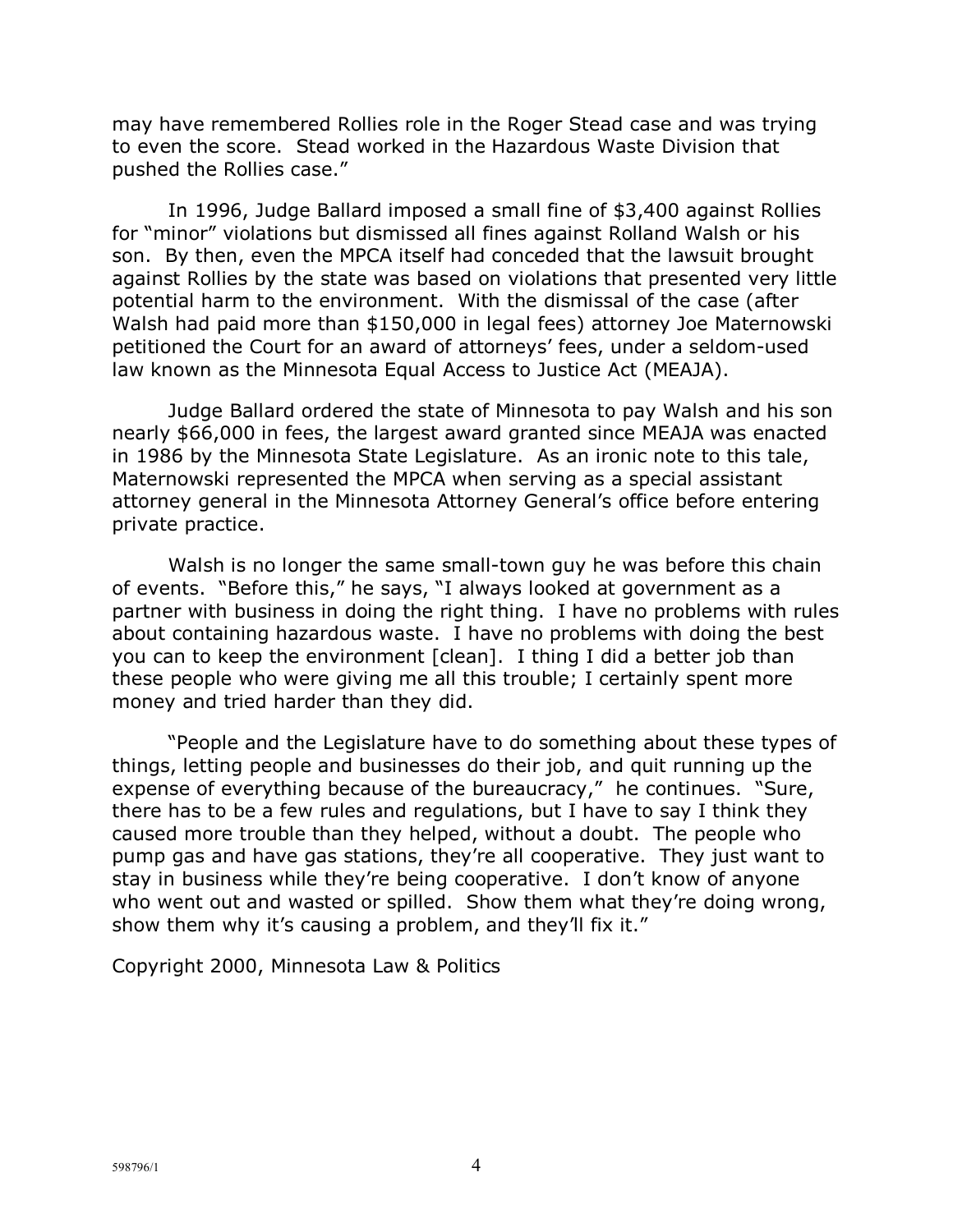may have remembered Rollies role in the Roger Stead case and was trying to even the score. Stead worked in the Hazardous Waste Division that pushed the Rollies case."

In 1996, Judge Ballard imposed a small fine of $3,400 against Rollies for "minor" violations but dismissed all fines against Rolland Walsh or his son. By then, even the MPCA itself had conceded that the lawsuit brought against Rollies by the state was based on violations that presented very little potential harm to the environment. With the dismissal of the case (after Walsh had paid more than $150,000 in legal fees) attorney Joe Maternowski petitioned the Court for an award of attorneys' fees, under a seldom-used law known as the Minnesota Equal Access to Justice Act (MEAJA).

Judge Ballard ordered the state of Minnesota to pay Walsh and his son nearly $66,000 in fees, the largest award granted since MEAJA was enacted in 1986 by the Minnesota State Legislature. As an ironic note to this tale, Maternowski represented the MPCA when serving as a special assistant attorney general in the Minnesota Attorney General's office before entering private practice.

Walsh is no longer the same small-town guy he was before this chain of events. "Before this," he says, "I always looked at government as a partner with business in doing the right thing. I have no problems with rules about containing hazardous waste. I have no problems with doing the best you can to keep the environment [clean]. I thing I did a better job than these people who were giving me all this trouble; I certainly spent more money and tried harder than they did.

"People and the Legislature have to do something about these types of things, letting people and businesses do their job, and quit running up the expense of everything because of the bureaucracy," he continues. "Sure, there has to be a few rules and regulations, but I have to say I think they caused more trouble than they helped, without a doubt. The people who pump gas and have gas stations, they're all cooperative. They just want to stay in business while they're being cooperative. I don't know of anyone who went out and wasted or spilled. Show them what they're doing wrong, show them why it's causing a problem, and they'll fix it."

Copyright 2000, Minnesota Law & Politics

598796/1